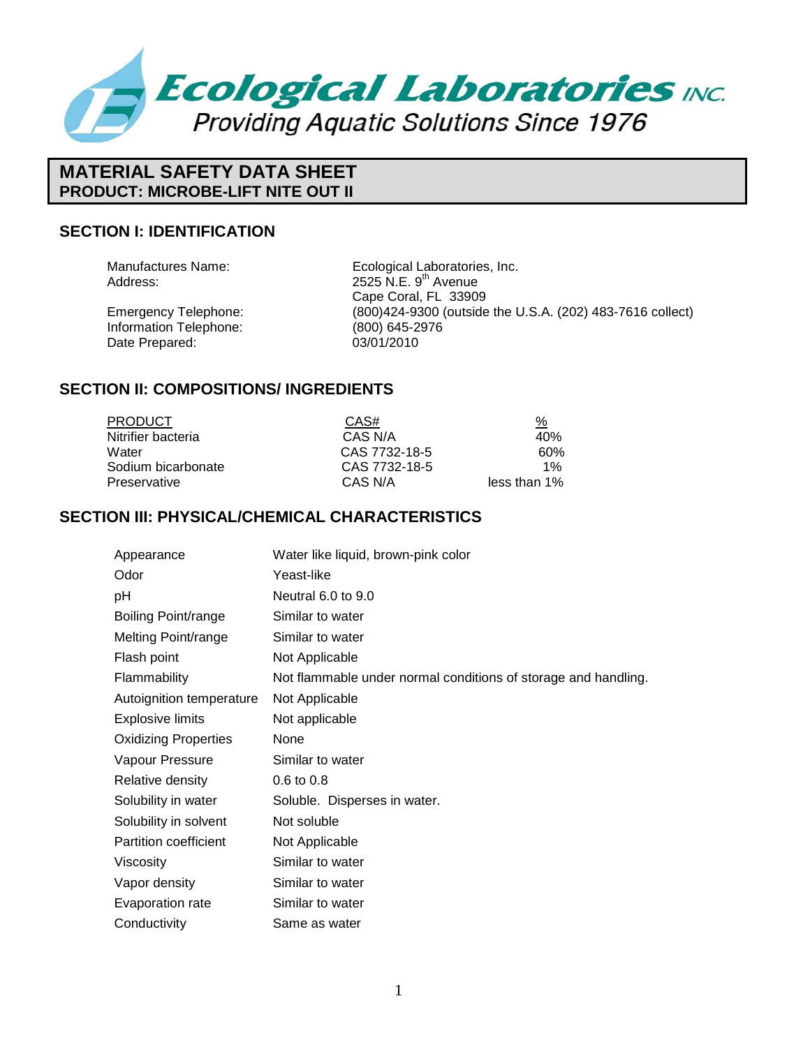**Ecological Laboratories INC.**

*Providing Aquatic Solutions Since 1976*

# MATERIAL SAFETY DATA SHEET
## PRODUCT: MICROBE-LIFT NITE OUT II

## SECTION I: IDENTIFICATION

| | |
|---|---|
| Manufactures Name: | Ecological Laboratories, Inc. |
| Address: | 2525 N.E. 9th Avenue<br>Cape Coral, FL 33909 |
| Emergency Telephone: | (800)424-9300 (outside the U.S.A. (202) 483-7616 collect) |
| Information Telephone: | (800) 645-2976 |
| Date Prepared: | 03/01/2010 |

## SECTION II: COMPOSITIONS/ INGREDIENTS

| PRODUCT | CAS# | % |
|---|---|---|
| Nitrifier bacteria | CAS N/A | 40% |
| Water | CAS 7732-18-5 | 60% |
| Sodium bicarbonate | CAS 7732-18-5 | 1% |
| Preservative | CAS N/A | less than 1% |

## SECTION III: PHYSICAL/CHEMICAL CHARACTERISTICS

| | |
|---|---|
| Appearance | Water like liquid, brown-pink color |
| Odor | Yeast-like |
| pH | Neutral 6.0 to 9.0 |
| Boiling Point/range | Similar to water |
| Melting Point/range | Similar to water |
| Flash point | Not Applicable |
| Flammability | Not flammable under normal conditions of storage and handling. |
| Autoignition temperature | Not Applicable |
| Explosive limits | Not applicable |
| Oxidizing Properties | None |
| Vapour Pressure | Similar to water |
| Relative density | 0.6 to 0.8 |
| Solubility in water | Soluble. Disperses in water. |
| Solubility in solvent | Not soluble |
| Partition coefficient | Not Applicable |
| Viscosity | Similar to water |
| Vapor density | Similar to water |
| Evaporation rate | Similar to water |
| Conductivity | Same as water |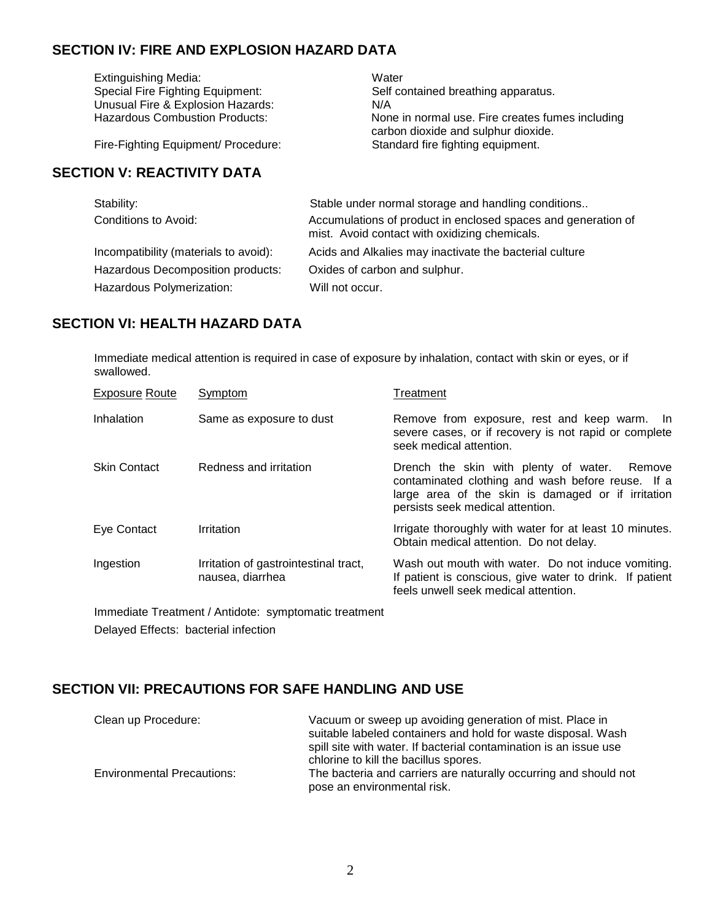## SECTION IV: FIRE AND EXPLOSION HAZARD DATA

| | |
|---|---|
| Extinguishing Media: | Water |
| Special Fire Fighting Equipment: | Self contained breathing apparatus. |
| Unusual Fire & Explosion Hazards: | N/A |
| Hazardous Combustion Products: | None in normal use. Fire creates fumes including carbon dioxide and sulphur dioxide. |
| Fire-Fighting Equipment/ Procedure: | Standard fire fighting equipment. |

## SECTION V: REACTIVITY DATA

| | |
|---|---|
| Stability: | Stable under normal storage and handling conditions.. |
| Conditions to Avoid: | Accumulations of product in enclosed spaces and generation of mist. Avoid contact with oxidizing chemicals. |
| Incompatibility (materials to avoid): | Acids and Alkalies may inactivate the bacterial culture |
| Hazardous Decomposition products: | Oxides of carbon and sulphur. |
| Hazardous Polymerization: | Will not occur. |

## SECTION VI: HEALTH HAZARD DATA

Immediate medical attention is required in case of exposure by inhalation, contact with skin or eyes, or if swallowed.

| Exposure Route | Symptom | Treatment |
|---|---|---|
| Inhalation | Same as exposure to dust | Remove from exposure, rest and keep warm. In severe cases, or if recovery is not rapid or complete seek medical attention. |
| Skin Contact | Redness and irritation | Drench the skin with plenty of water. Remove contaminated clothing and wash before reuse. If a large area of the skin is damaged or if irritation persists seek medical attention. |
| Eye Contact | Irritation | Irrigate thoroughly with water for at least 10 minutes. Obtain medical attention. Do not delay. |
| Ingestion | Irritation of gastrointestinal tract, nausea, diarrhea | Wash out mouth with water. Do not induce vomiting. If patient is conscious, give water to drink. If patient feels unwell seek medical attention. |

Immediate Treatment / Antidote: symptomatic treatment

Delayed Effects: bacterial infection

## SECTION VII: PRECAUTIONS FOR SAFE HANDLING AND USE

| | |
|---|---|
| Clean up Procedure: | Vacuum or sweep up avoiding generation of mist. Place in suitable labeled containers and hold for waste disposal. Wash spill site with water. If bacterial contamination is an issue use chlorine to kill the bacillus spores. |
| Environmental Precautions: | The bacteria and carriers are naturally occurring and should not pose an environmental risk. |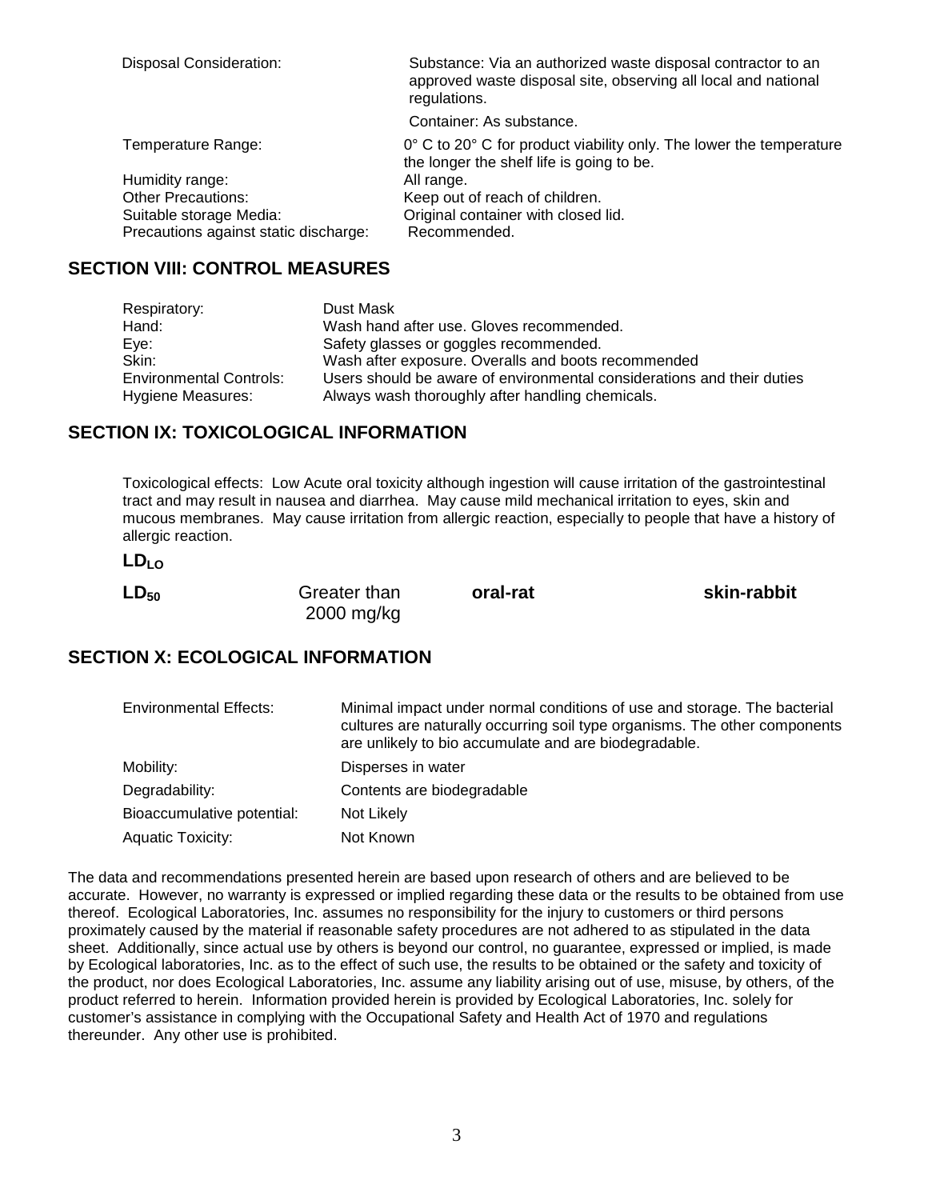| | |
|---|---|
| Disposal Consideration: | Substance: Via an authorized waste disposal contractor to an approved waste disposal site, observing all local and national regulations. |
| | Container: As substance. |
| Temperature Range: | 0° C to 20° C for product viability only. The lower the temperature the longer the shelf life is going to be. |
| Humidity range: | All range. |
| Other Precautions: | Keep out of reach of children. |
| Suitable storage Media: | Original container with closed lid. |
| Precautions against static discharge: | Recommended. |

## SECTION VIII: CONTROL MEASURES

| | |
|---|---|
| Respiratory: | Dust Mask |
| Hand: | Wash hand after use. Gloves recommended. |
| Eye: | Safety glasses or goggles recommended. |
| Skin: | Wash after exposure. Overalls and boots recommended |
| Environmental Controls: | Users should be aware of environmental considerations and their duties |
| Hygiene Measures: | Always wash thoroughly after handling chemicals. |

## SECTION IX: TOXICOLOGICAL INFORMATION

Toxicological effects: Low Acute oral toxicity although ingestion will cause irritation of the gastrointestinal tract and may result in nausea and diarrhea. May cause mild mechanical irritation to eyes, skin and mucous membranes. May cause irritation from allergic reaction, especially to people that have a history of allergic reaction.

| | | | |
|---|---|---|---|
| $LD_{LO}$ | | | |
| $LD_{50}$ | Greater than 2000 mg/kg | **oral-rat** | **skin-rabbit** |

## SECTION X: ECOLOGICAL INFORMATION

| | |
|---|---|
| Environmental Effects: | Minimal impact under normal conditions of use and storage. The bacterial cultures are naturally occurring soil type organisms. The other components are unlikely to bio accumulate and are biodegradable. |
| Mobility: | Disperses in water |
| Degradability: | Contents are biodegradable |
| Bioaccumulative potential: | Not Likely |
| Aquatic Toxicity: | Not Known |

The data and recommendations presented herein are based upon research of others and are believed to be accurate. However, no warranty is expressed or implied regarding these data or the results to be obtained from use thereof. Ecological Laboratories, Inc. assumes no responsibility for the injury to customers or third persons proximately caused by the material if reasonable safety procedures are not adhered to as stipulated in the data sheet. Additionally, since actual use by others is beyond our control, no guarantee, expressed or implied, is made by Ecological laboratories, Inc. as to the effect of such use, the results to be obtained or the safety and toxicity of the product, nor does Ecological Laboratories, Inc. assume any liability arising out of use, misuse, by others, of the product referred to herein. Information provided herein is provided by Ecological Laboratories, Inc. solely for customer's assistance in complying with the Occupational Safety and Health Act of 1970 and regulations thereunder. Any other use is prohibited.